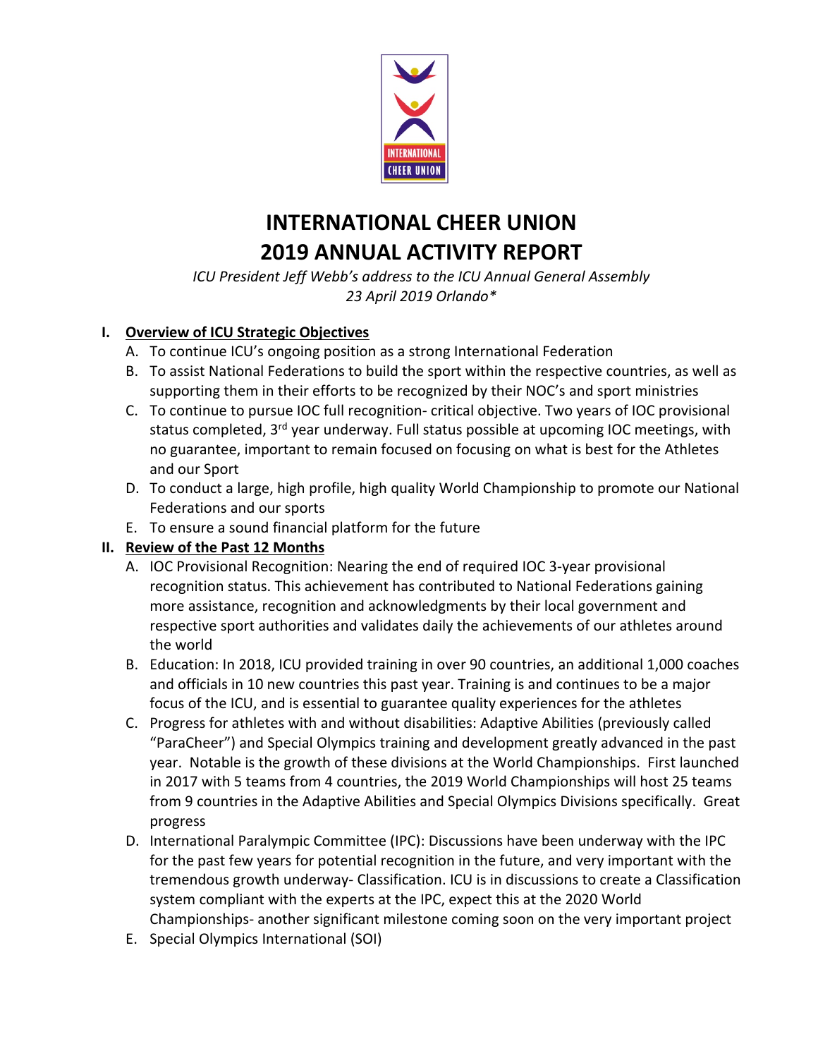# INTERNATIONAL CHEER UNION
# 2019 ANNUAL ACTIVITY REPORT

*ICU President Jeff Webb's address to the ICU Annual General Assembly*
*23 April 2019 Orlando**

## I. Overview of ICU Strategic Objectives

A. To continue ICU's ongoing position as a strong International Federation

B. To assist National Federations to build the sport within the respective countries, as well as supporting them in their efforts to be recognized by their NOC's and sport ministries

C. To continue to pursue IOC full recognition- critical objective. Two years of IOC provisional status completed, 3rd year underway. Full status possible at upcoming IOC meetings, with no guarantee, important to remain focused on focusing on what is best for the Athletes and our Sport

D. To conduct a large, high profile, high quality World Championship to promote our National Federations and our sports

E. To ensure a sound financial platform for the future

## II. Review of the Past 12 Months

A. IOC Provisional Recognition: Nearing the end of required IOC 3-year provisional recognition status. This achievement has contributed to National Federations gaining more assistance, recognition and acknowledgments by their local government and respective sport authorities and validates daily the achievements of our athletes around the world

B. Education: In 2018, ICU provided training in over 90 countries, an additional 1,000 coaches and officials in 10 new countries this past year. Training is and continues to be a major focus of the ICU, and is essential to guarantee quality experiences for the athletes

C. Progress for athletes with and without disabilities: Adaptive Abilities (previously called "ParaCheer") and Special Olympics training and development greatly advanced in the past year. Notable is the growth of these divisions at the World Championships. First launched in 2017 with 5 teams from 4 countries, the 2019 World Championships will host 25 teams from 9 countries in the Adaptive Abilities and Special Olympics Divisions specifically. Great progress

D. International Paralympic Committee (IPC): Discussions have been underway with the IPC for the past few years for potential recognition in the future, and very important with the tremendous growth underway- Classification. ICU is in discussions to create a Classification system compliant with the experts at the IPC, expect this at the 2020 World Championships- another significant milestone coming soon on the very important project

E. Special Olympics International (SOI)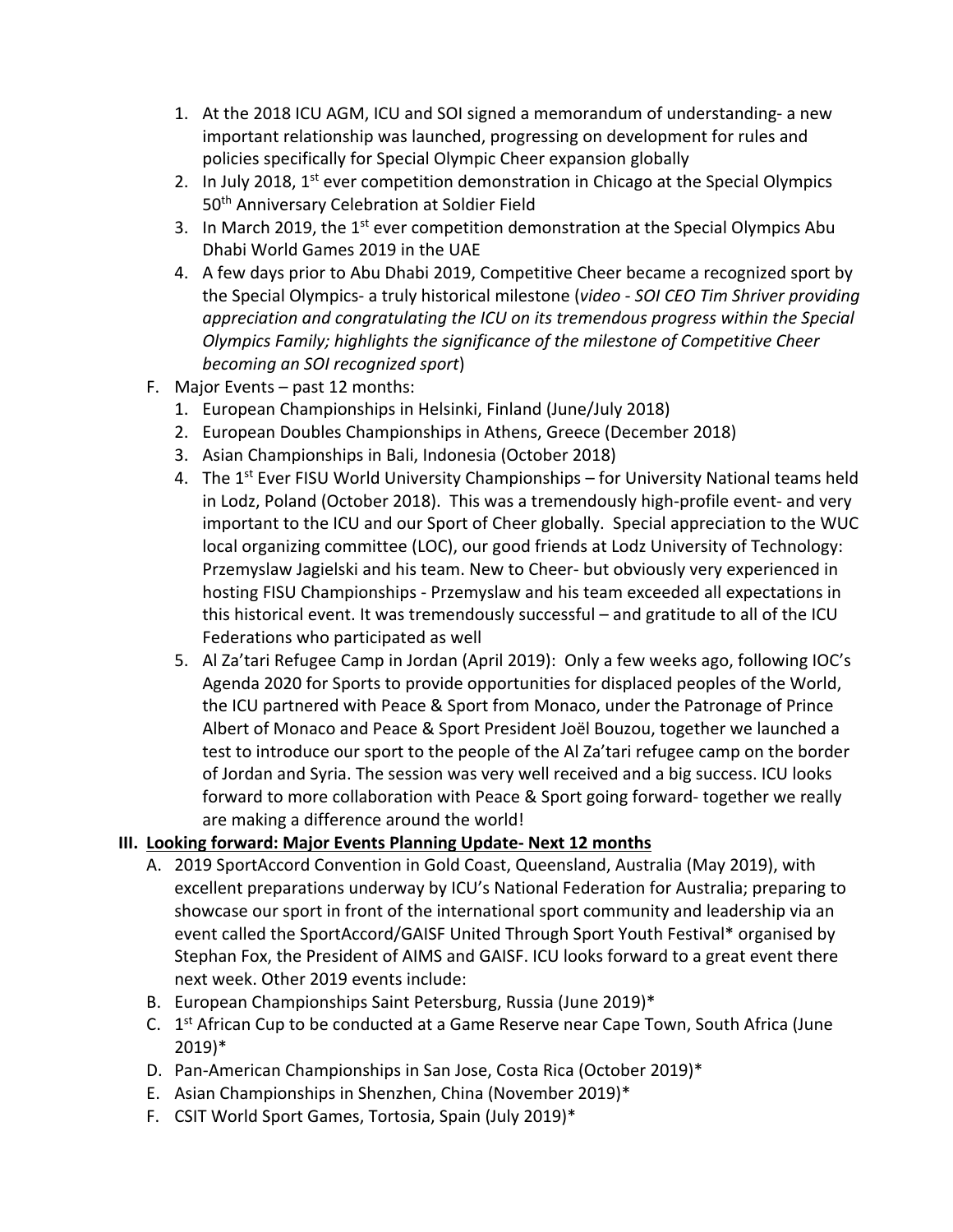1. At the 2018 ICU AGM, ICU and SOI signed a memorandum of understanding- a new important relationship was launched, progressing on development for rules and policies specifically for Special Olympic Cheer expansion globally
2. In July 2018, 1st ever competition demonstration in Chicago at the Special Olympics 50th Anniversary Celebration at Soldier Field
3. In March 2019, the 1st ever competition demonstration at the Special Olympics Abu Dhabi World Games 2019 in the UAE
4. A few days prior to Abu Dhabi 2019, Competitive Cheer became a recognized sport by the Special Olympics- a truly historical milestone (*video - SOI CEO Tim Shriver providing appreciation and congratulating the ICU on its tremendous progress within the Special Olympics Family; highlights the significance of the milestone of Competitive Cheer becoming an SOI recognized sport*)

F. Major Events – past 12 months:
   1. European Championships in Helsinki, Finland (June/July 2018)
   2. European Doubles Championships in Athens, Greece (December 2018)
   3. Asian Championships in Bali, Indonesia (October 2018)
   4. The 1st Ever FISU World University Championships – for University National teams held in Lodz, Poland (October 2018). This was a tremendously high-profile event- and very important to the ICU and our Sport of Cheer globally. Special appreciation to the WUC local organizing committee (LOC), our good friends at Lodz University of Technology: Przemyslaw Jagielski and his team. New to Cheer- but obviously very experienced in hosting FISU Championships - Przemyslaw and his team exceeded all expectations in this historical event. It was tremendously successful – and gratitude to all of the ICU Federations who participated as well
   5. Al Za'tari Refugee Camp in Jordan (April 2019): Only a few weeks ago, following IOC's Agenda 2020 for Sports to provide opportunities for displaced peoples of the World, the ICU partnered with Peace & Sport from Monaco, under the Patronage of Prince Albert of Monaco and Peace & Sport President Joël Bouzou, together we launched a test to introduce our sport to the people of the Al Za'tari refugee camp on the border of Jordan and Syria. The session was very well received and a big success. ICU looks forward to more collaboration with Peace & Sport going forward- together we really are making a difference around the world!

## III. Looking forward: Major Events Planning Update- Next 12 months

A. 2019 SportAccord Convention in Gold Coast, Queensland, Australia (May 2019), with excellent preparations underway by ICU's National Federation for Australia; preparing to showcase our sport in front of the international sport community and leadership via an event called the SportAccord/GAISF United Through Sport Youth Festival* organised by Stephan Fox, the President of AIMS and GAISF. ICU looks forward to a great event there next week. Other 2019 events include:

B. European Championships Saint Petersburg, Russia (June 2019)*

C. 1st African Cup to be conducted at a Game Reserve near Cape Town, South Africa (June 2019)*

D. Pan-American Championships in San Jose, Costa Rica (October 2019)*

E. Asian Championships in Shenzhen, China (November 2019)*

F. CSIT World Sport Games, Tortosia, Spain (July 2019)*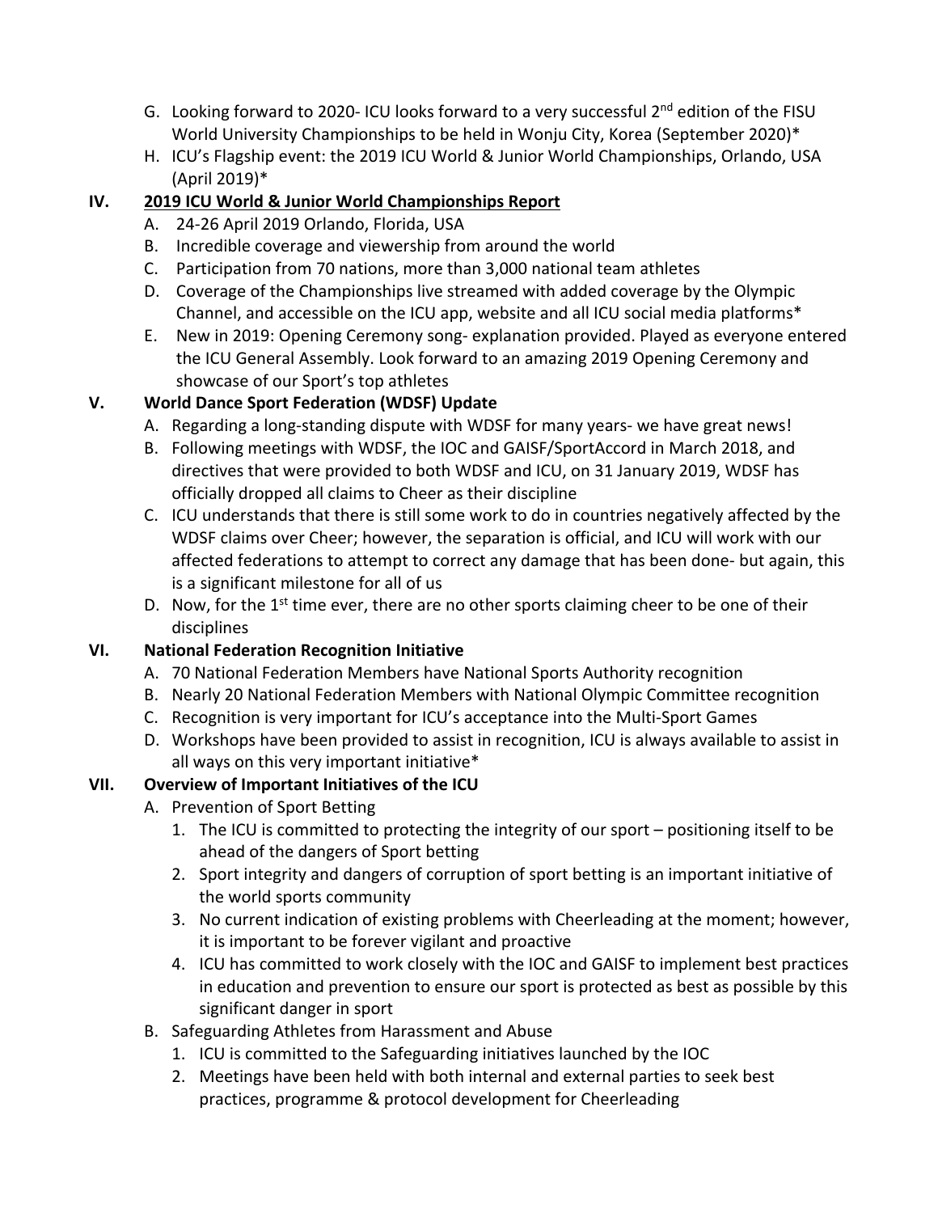G. Looking forward to 2020- ICU looks forward to a very successful 2nd edition of the FISU World University Championships to be held in Wonju City, Korea (September 2020)*

H. ICU's Flagship event: the 2019 ICU World & Junior World Championships, Orlando, USA (April 2019)*

## IV. <u>2019 ICU World & Junior World Championships Report</u>

A. 24-26 April 2019 Orlando, Florida, USA

B. Incredible coverage and viewership from around the world

C. Participation from 70 nations, more than 3,000 national team athletes

D. Coverage of the Championships live streamed with added coverage by the Olympic Channel, and accessible on the ICU app, website and all ICU social media platforms*

E. New in 2019: Opening Ceremony song- explanation provided. Played as everyone entered the ICU General Assembly. Look forward to an amazing 2019 Opening Ceremony and showcase of our Sport's top athletes

## V. World Dance Sport Federation (WDSF) Update

A. Regarding a long-standing dispute with WDSF for many years- we have great news!

B. Following meetings with WDSF, the IOC and GAISF/SportAccord in March 2018, and directives that were provided to both WDSF and ICU, on 31 January 2019, WDSF has officially dropped all claims to Cheer as their discipline

C. ICU understands that there is still some work to do in countries negatively affected by the WDSF claims over Cheer; however, the separation is official, and ICU will work with our affected federations to attempt to correct any damage that has been done- but again, this is a significant milestone for all of us

D. Now, for the 1st time ever, there are no other sports claiming cheer to be one of their disciplines

## VI. National Federation Recognition Initiative

A. 70 National Federation Members have National Sports Authority recognition

B. Nearly 20 National Federation Members with National Olympic Committee recognition

C. Recognition is very important for ICU's acceptance into the Multi-Sport Games

D. Workshops have been provided to assist in recognition, ICU is always available to assist in all ways on this very important initiative*

## VII. Overview of Important Initiatives of the ICU

A. Prevention of Sport Betting

1. The ICU is committed to protecting the integrity of our sport – positioning itself to be ahead of the dangers of Sport betting
2. Sport integrity and dangers of corruption of sport betting is an important initiative of the world sports community
3. No current indication of existing problems with Cheerleading at the moment; however, it is important to be forever vigilant and proactive
4. ICU has committed to work closely with the IOC and GAISF to implement best practices in education and prevention to ensure our sport is protected as best as possible by this significant danger in sport

B. Safeguarding Athletes from Harassment and Abuse

1. ICU is committed to the Safeguarding initiatives launched by the IOC
2. Meetings have been held with both internal and external parties to seek best practices, programme & protocol development for Cheerleading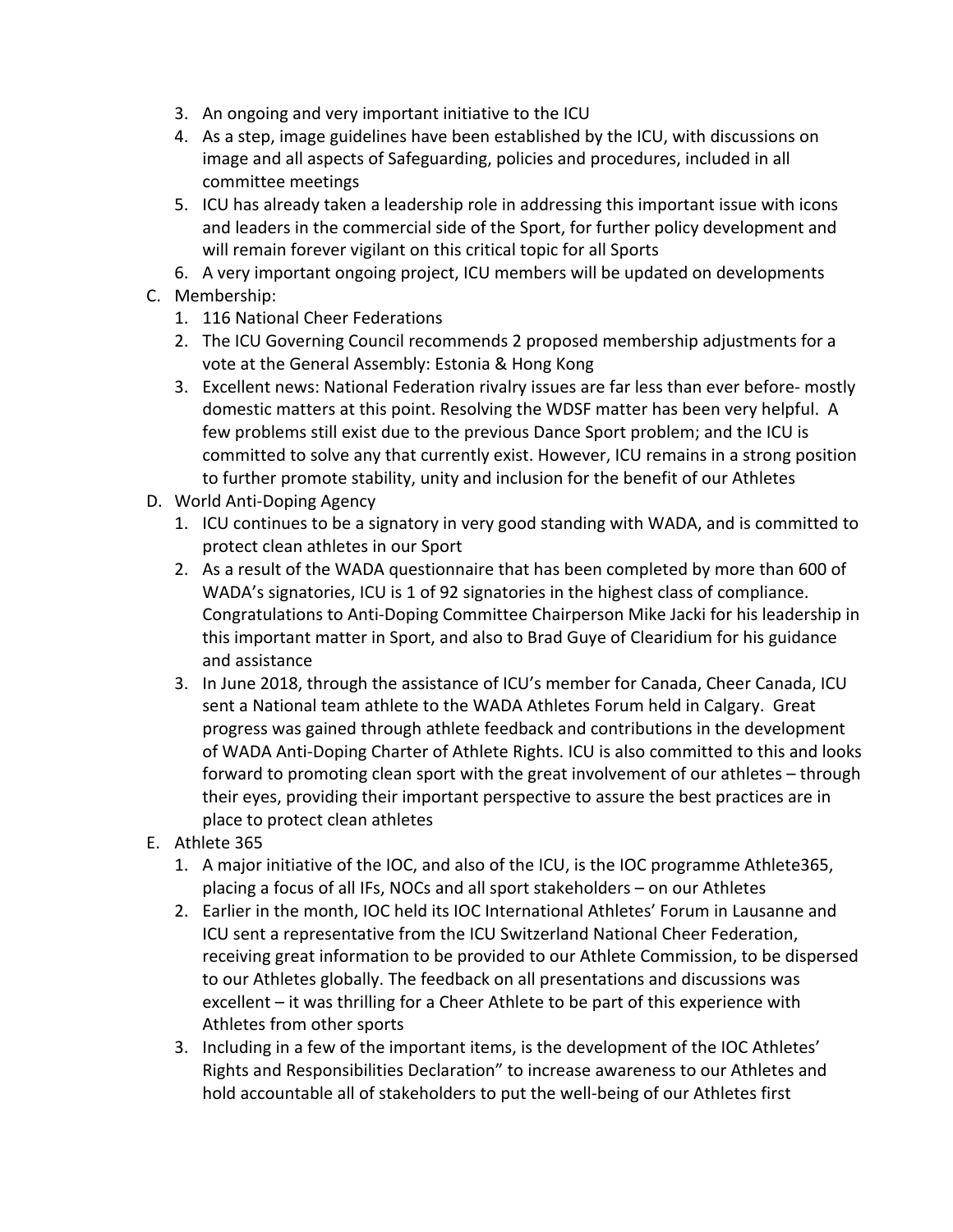3. An ongoing and very important initiative to the ICU
4. As a step, image guidelines have been established by the ICU, with discussions on image and all aspects of Safeguarding, policies and procedures, included in all committee meetings
5. ICU has already taken a leadership role in addressing this important issue with icons and leaders in the commercial side of the Sport, for further policy development and will remain forever vigilant on this critical topic for all Sports
6. A very important ongoing project, ICU members will be updated on developments

C. Membership:
   1. 116 National Cheer Federations
   2. The ICU Governing Council recommends 2 proposed membership adjustments for a vote at the General Assembly: Estonia & Hong Kong
   3. Excellent news: National Federation rivalry issues are far less than ever before- mostly domestic matters at this point. Resolving the WDSF matter has been very helpful. A few problems still exist due to the previous Dance Sport problem; and the ICU is committed to solve any that currently exist. However, ICU remains in a strong position to further promote stability, unity and inclusion for the benefit of our Athletes

D. World Anti-Doping Agency
   1. ICU continues to be a signatory in very good standing with WADA, and is committed to protect clean athletes in our Sport
   2. As a result of the WADA questionnaire that has been completed by more than 600 of WADA's signatories, ICU is 1 of 92 signatories in the highest class of compliance. Congratulations to Anti-Doping Committee Chairperson Mike Jacki for his leadership in this important matter in Sport, and also to Brad Guye of Clearidium for his guidance and assistance
   3. In June 2018, through the assistance of ICU's member for Canada, Cheer Canada, ICU sent a National team athlete to the WADA Athletes Forum held in Calgary. Great progress was gained through athlete feedback and contributions in the development of WADA Anti-Doping Charter of Athlete Rights. ICU is also committed to this and looks forward to promoting clean sport with the great involvement of our athletes – through their eyes, providing their important perspective to assure the best practices are in place to protect clean athletes

E. Athlete 365
   1. A major initiative of the IOC, and also of the ICU, is the IOC programme Athlete365, placing a focus of all IFs, NOCs and all sport stakeholders – on our Athletes
   2. Earlier in the month, IOC held its IOC International Athletes' Forum in Lausanne and ICU sent a representative from the ICU Switzerland National Cheer Federation, receiving great information to be provided to our Athlete Commission, to be dispersed to our Athletes globally. The feedback on all presentations and discussions was excellent – it was thrilling for a Cheer Athlete to be part of this experience with Athletes from other sports
   3. Including in a few of the important items, is the development of the IOC Athletes' Rights and Responsibilities Declaration" to increase awareness to our Athletes and hold accountable all of stakeholders to put the well-being of our Athletes first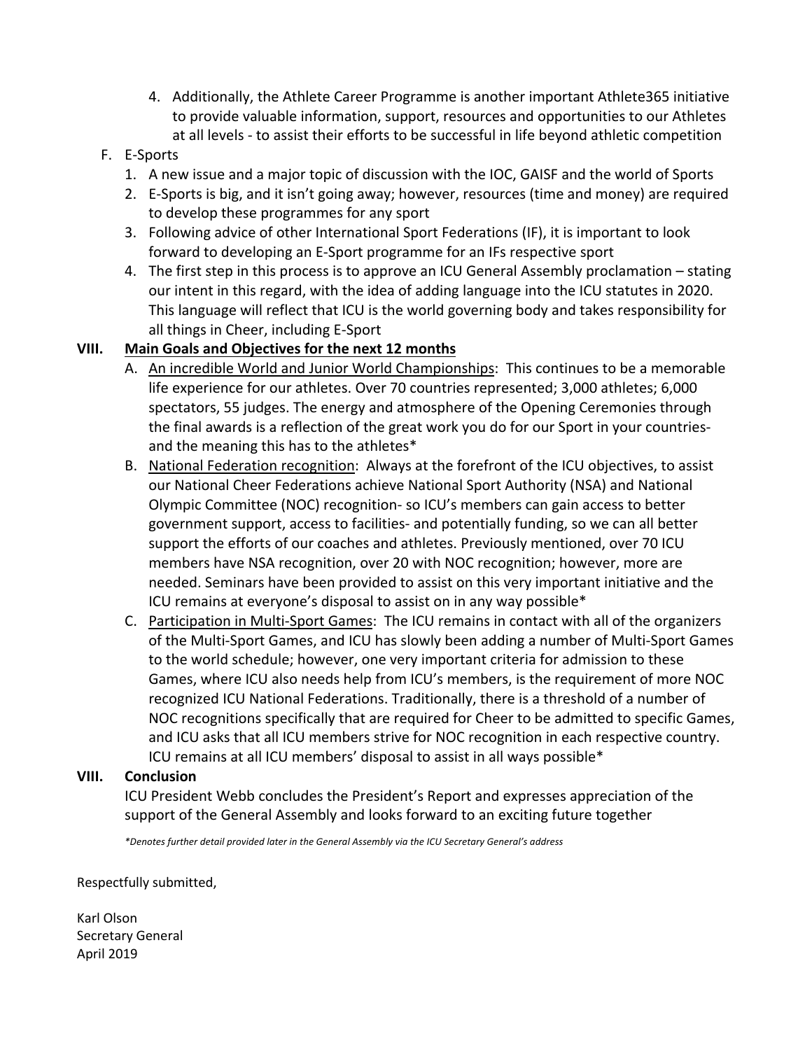4. Additionally, the Athlete Career Programme is another important Athlete365 initiative to provide valuable information, support, resources and opportunities to our Athletes at all levels - to assist their efforts to be successful in life beyond athletic competition

F. E-Sports
   1. A new issue and a major topic of discussion with the IOC, GAISF and the world of Sports
   2. E-Sports is big, and it isn't going away; however, resources (time and money) are required to develop these programmes for any sport
   3. Following advice of other International Sport Federations (IF), it is important to look forward to developing an E-Sport programme for an IFs respective sport
   4. The first step in this process is to approve an ICU General Assembly proclamation – stating our intent in this regard, with the idea of adding language into the ICU statutes in 2020. This language will reflect that ICU is the world governing body and takes responsibility for all things in Cheer, including E-Sport

## VIII. Main Goals and Objectives for the next 12 months

A. <u>An incredible World and Junior World Championships</u>: This continues to be a memorable life experience for our athletes. Over 70 countries represented; 3,000 athletes; 6,000 spectators, 55 judges. The energy and atmosphere of the Opening Ceremonies through the final awards is a reflection of the great work you do for our Sport in your countries- and the meaning this has to the athletes*

B. <u>National Federation recognition</u>: Always at the forefront of the ICU objectives, to assist our National Cheer Federations achieve National Sport Authority (NSA) and National Olympic Committee (NOC) recognition- so ICU's members can gain access to better government support, access to facilities- and potentially funding, so we can all better support the efforts of our coaches and athletes. Previously mentioned, over 70 ICU members have NSA recognition, over 20 with NOC recognition; however, more are needed. Seminars have been provided to assist on this very important initiative and the ICU remains at everyone's disposal to assist on in any way possible*

C. <u>Participation in Multi-Sport Games</u>: The ICU remains in contact with all of the organizers of the Multi-Sport Games, and ICU has slowly been adding a number of Multi-Sport Games to the world schedule; however, one very important criteria for admission to these Games, where ICU also needs help from ICU's members, is the requirement of more NOC recognized ICU National Federations. Traditionally, there is a threshold of a number of NOC recognitions specifically that are required for Cheer to be admitted to specific Games, and ICU asks that all ICU members strive for NOC recognition in each respective country. ICU remains at all ICU members' disposal to assist in all ways possible*

## VIII. Conclusion

ICU President Webb concludes the President's Report and expresses appreciation of the support of the General Assembly and looks forward to an exciting future together

*\*Denotes further detail provided later in the General Assembly via the ICU Secretary General's address*

Respectfully submitted,

Karl Olson
Secretary General
April 2019